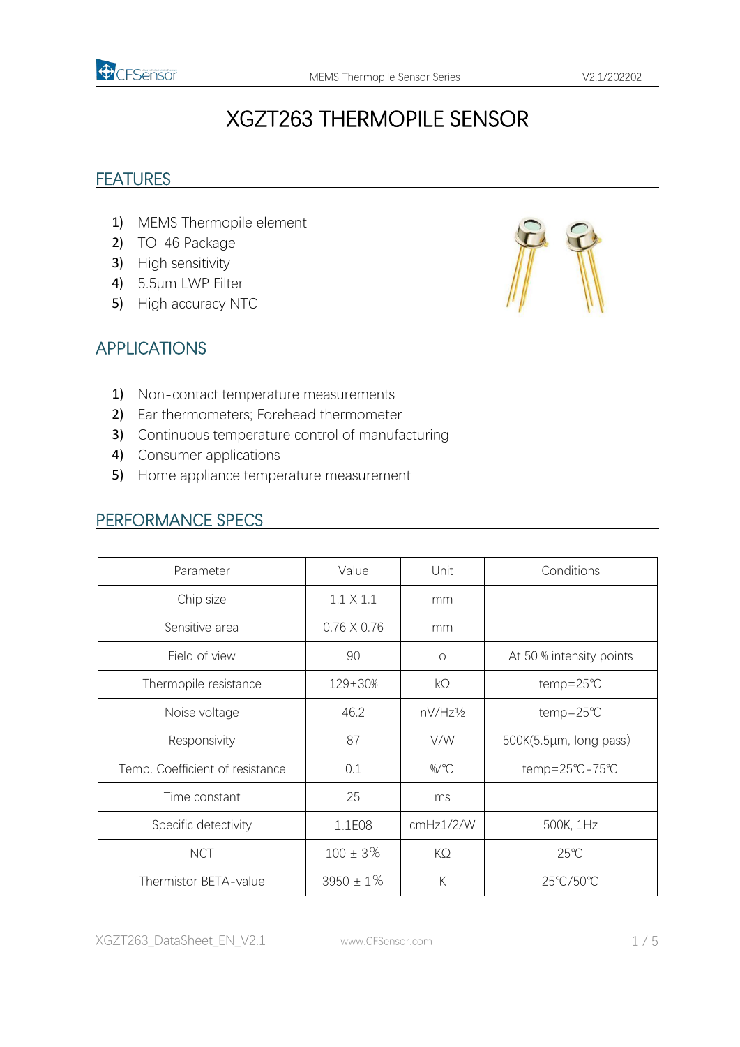# XGZT263 THERMOPILE SENSOR

## FEATURES

1) MEMS Thermopile element
2) TO-46 Package
3) High sensitivity
4) 5.5µm LWP Filter
5) High accuracy NTC

## APPLICATIONS

1) Non-contact temperature measurements
2) Ear thermometers; Forehead thermometer
3) Continuous temperature control of manufacturing
4) Consumer applications
5) Home appliance temperature measurement

## PERFORMANCE SPECS

| Parameter | Value | Unit | Conditions |
|---|---|---|---|
| Chip size | 1.1 X 1.1 | mm | |
| Sensitive area | 0.76 X 0.76 | mm | |
| Field of view | 90 | o | At 50 % intensity points |
| Thermopile resistance | 129±30% | kΩ | temp=25℃ |
| Noise voltage | 46.2 | nV/Hz½ | temp=25℃ |
| Responsivity | 87 | V/W | 500K(5.5µm, long pass) |
| Temp. Coefficient of resistance | 0.1 | %/℃ | temp=25℃-75℃ |
| Time constant | 25 | ms | |
| Specific detectivity | 1.1E08 | cmHz1/2/W | 500K, 1Hz |
| NCT | 100 ± 3% | KΩ | 25℃ |
| Thermistor BETA-value | 3950 ± 1% | K | 25℃/50℃ |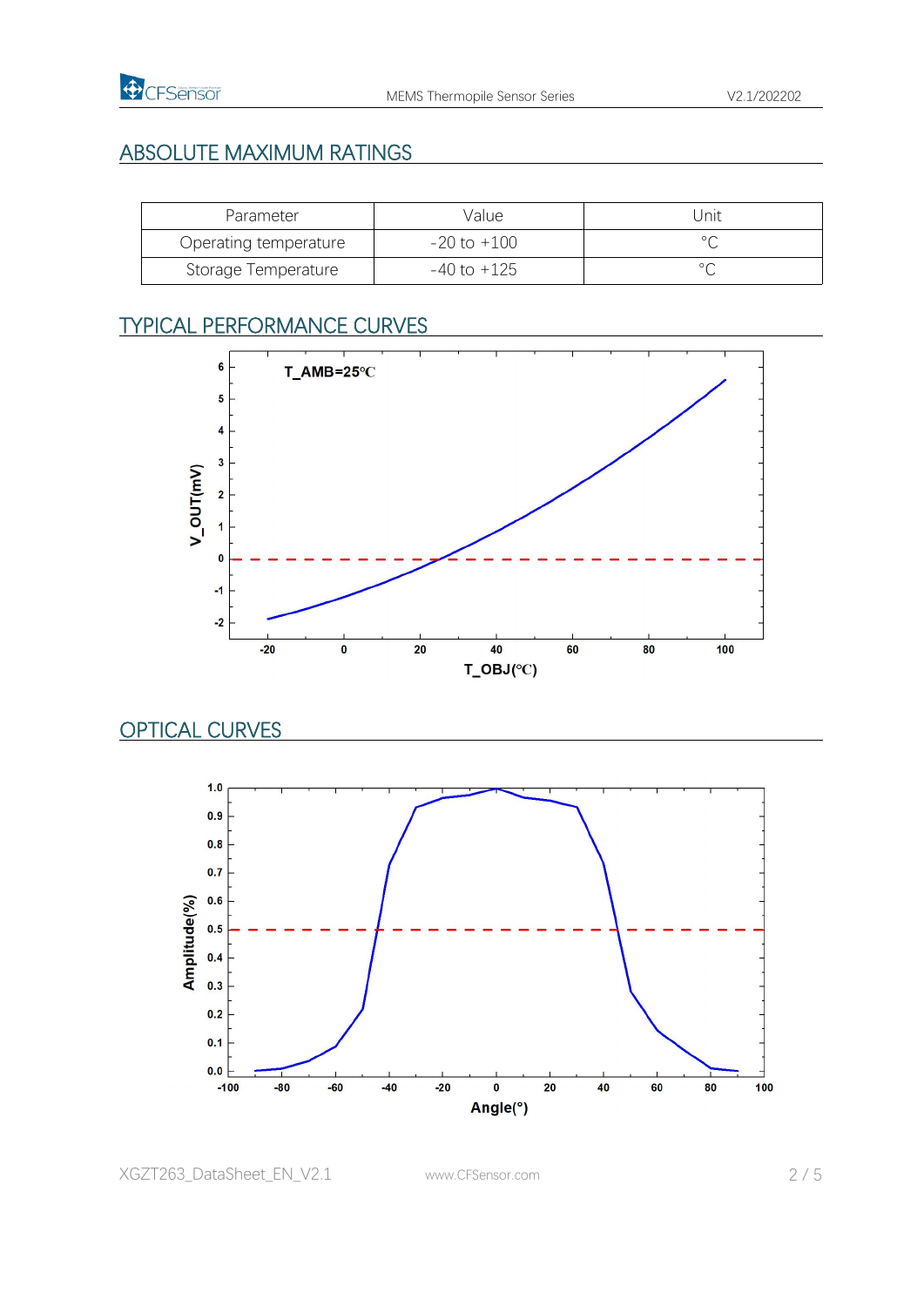## ABSOLUTE MAXIMUM RATINGS

| Parameter | Value | Unit |
|---|---|---|
| Operating temperature | -20 to +100 | °C |
| Storage Temperature | -40 to +125 | °C |

## TYPICAL PERFORMANCE CURVES

## OPTICAL CURVES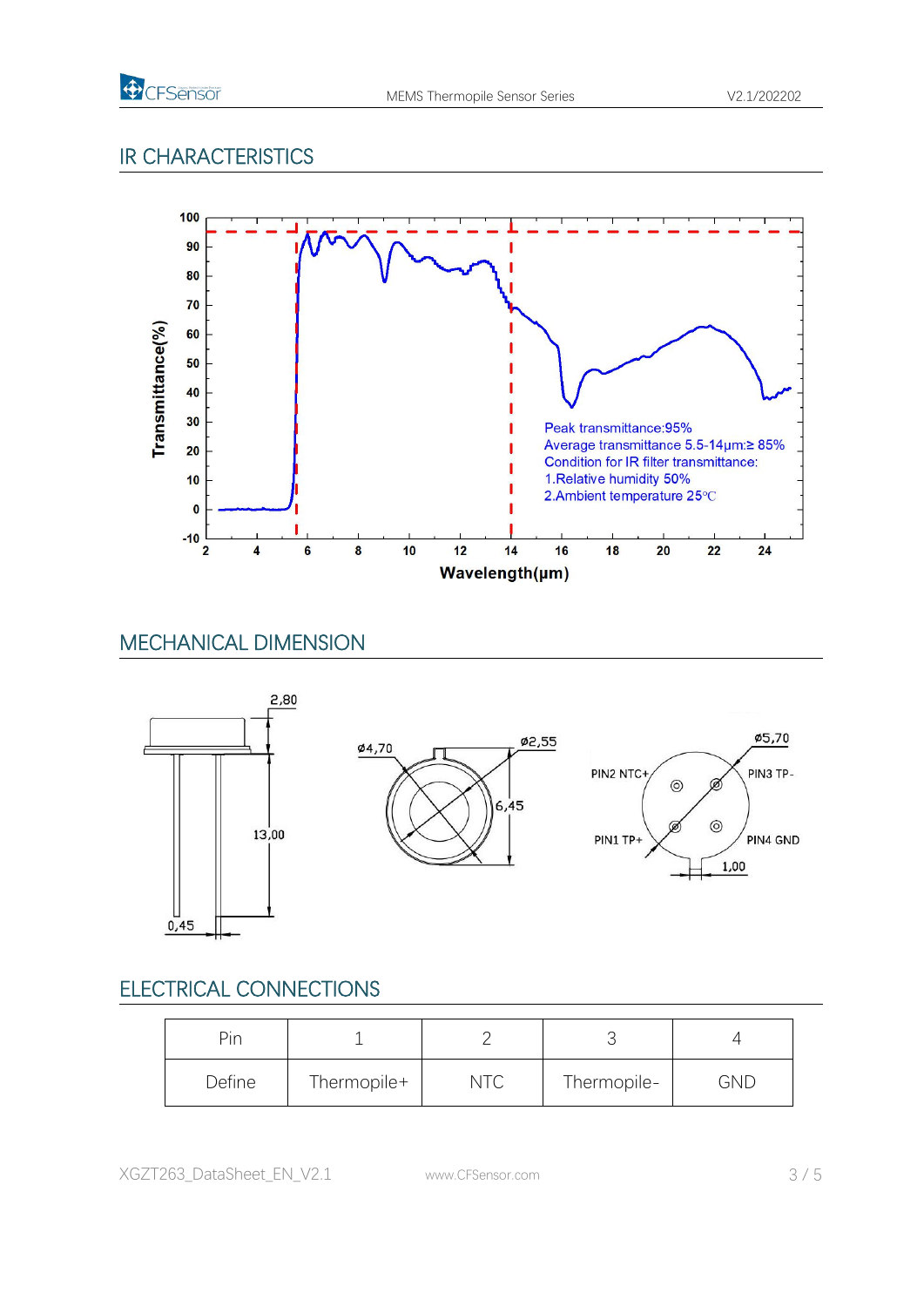## IR CHARACTERISTICS

Peak transmittance:95%
Average transmittance 5.5-14μm:≥ 85%
Condition for IR filter transmittance:
1.Relative humidity 50%
2.Ambient temperature 25℃

## MECHANICAL DIMENSION

## ELECTRICAL CONNECTIONS

| Pin | 1 | 2 | 3 | 4 |
|---|---|---|---|---|
| Define | Thermopile+ | NTC | Thermopile- | GND |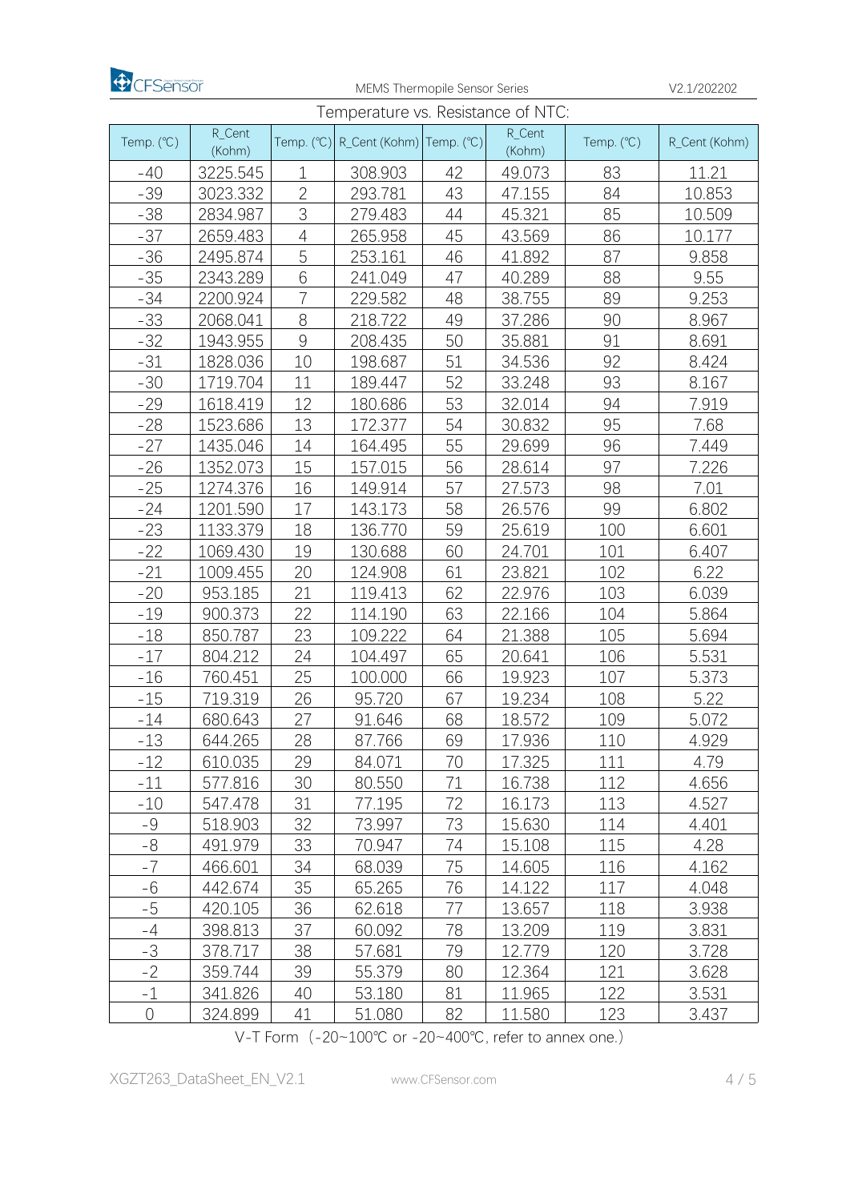Temperature vs. Resistance of NTC:

| Temp. (℃) | R_Cent (Kohm) | Temp. (℃) | R_Cent (Kohm) | Temp. (℃) | R_Cent (Kohm) | Temp. (℃) | R_Cent (Kohm) |
|---|---|---|---|---|---|---|---|
| -40 | 3225.545 | 1 | 308.903 | 42 | 49.073 | 83 | 11.21 |
| -39 | 3023.332 | 2 | 293.781 | 43 | 47.155 | 84 | 10.853 |
| -38 | 2834.987 | 3 | 279.483 | 44 | 45.321 | 85 | 10.509 |
| -37 | 2659.483 | 4 | 265.958 | 45 | 43.569 | 86 | 10.177 |
| -36 | 2495.874 | 5 | 253.161 | 46 | 41.892 | 87 | 9.858 |
| -35 | 2343.289 | 6 | 241.049 | 47 | 40.289 | 88 | 9.55 |
| -34 | 2200.924 | 7 | 229.582 | 48 | 38.755 | 89 | 9.253 |
| -33 | 2068.041 | 8 | 218.722 | 49 | 37.286 | 90 | 8.967 |
| -32 | 1943.955 | 9 | 208.435 | 50 | 35.881 | 91 | 8.691 |
| -31 | 1828.036 | 10 | 198.687 | 51 | 34.536 | 92 | 8.424 |
| -30 | 1719.704 | 11 | 189.447 | 52 | 33.248 | 93 | 8.167 |
| -29 | 1618.419 | 12 | 180.686 | 53 | 32.014 | 94 | 7.919 |
| -28 | 1523.686 | 13 | 172.377 | 54 | 30.832 | 95 | 7.68 |
| -27 | 1435.046 | 14 | 164.495 | 55 | 29.699 | 96 | 7.449 |
| -26 | 1352.073 | 15 | 157.015 | 56 | 28.614 | 97 | 7.226 |
| -25 | 1274.376 | 16 | 149.914 | 57 | 27.573 | 98 | 7.01 |
| -24 | 1201.590 | 17 | 143.173 | 58 | 26.576 | 99 | 6.802 |
| -23 | 1133.379 | 18 | 136.770 | 59 | 25.619 | 100 | 6.601 |
| -22 | 1069.430 | 19 | 130.688 | 60 | 24.701 | 101 | 6.407 |
| -21 | 1009.455 | 20 | 124.908 | 61 | 23.821 | 102 | 6.22 |
| -20 | 953.185 | 21 | 119.413 | 62 | 22.976 | 103 | 6.039 |
| -19 | 900.373 | 22 | 114.190 | 63 | 22.166 | 104 | 5.864 |
| -18 | 850.787 | 23 | 109.222 | 64 | 21.388 | 105 | 5.694 |
| -17 | 804.212 | 24 | 104.497 | 65 | 20.641 | 106 | 5.531 |
| -16 | 760.451 | 25 | 100.000 | 66 | 19.923 | 107 | 5.373 |
| -15 | 719.319 | 26 | 95.720 | 67 | 19.234 | 108 | 5.22 |
| -14 | 680.643 | 27 | 91.646 | 68 | 18.572 | 109 | 5.072 |
| -13 | 644.265 | 28 | 87.766 | 69 | 17.936 | 110 | 4.929 |
| -12 | 610.035 | 29 | 84.071 | 70 | 17.325 | 111 | 4.79 |
| -11 | 577.816 | 30 | 80.550 | 71 | 16.738 | 112 | 4.656 |
| -10 | 547.478 | 31 | 77.195 | 72 | 16.173 | 113 | 4.527 |
| -9 | 518.903 | 32 | 73.997 | 73 | 15.630 | 114 | 4.401 |
| -8 | 491.979 | 33 | 70.947 | 74 | 15.108 | 115 | 4.28 |
| -7 | 466.601 | 34 | 68.039 | 75 | 14.605 | 116 | 4.162 |
| -6 | 442.674 | 35 | 65.265 | 76 | 14.122 | 117 | 4.048 |
| -5 | 420.105 | 36 | 62.618 | 77 | 13.657 | 118 | 3.938 |
| -4 | 398.813 | 37 | 60.092 | 78 | 13.209 | 119 | 3.831 |
| -3 | 378.717 | 38 | 57.681 | 79 | 12.779 | 120 | 3.728 |
| -2 | 359.744 | 39 | 55.379 | 80 | 12.364 | 121 | 3.628 |
| -1 | 341.826 | 40 | 53.180 | 81 | 11.965 | 122 | 3.531 |
| 0 | 324.899 | 41 | 51.080 | 82 | 11.580 | 123 | 3.437 |

V-T Form（-20~100℃ or -20~400℃, refer to annex one.）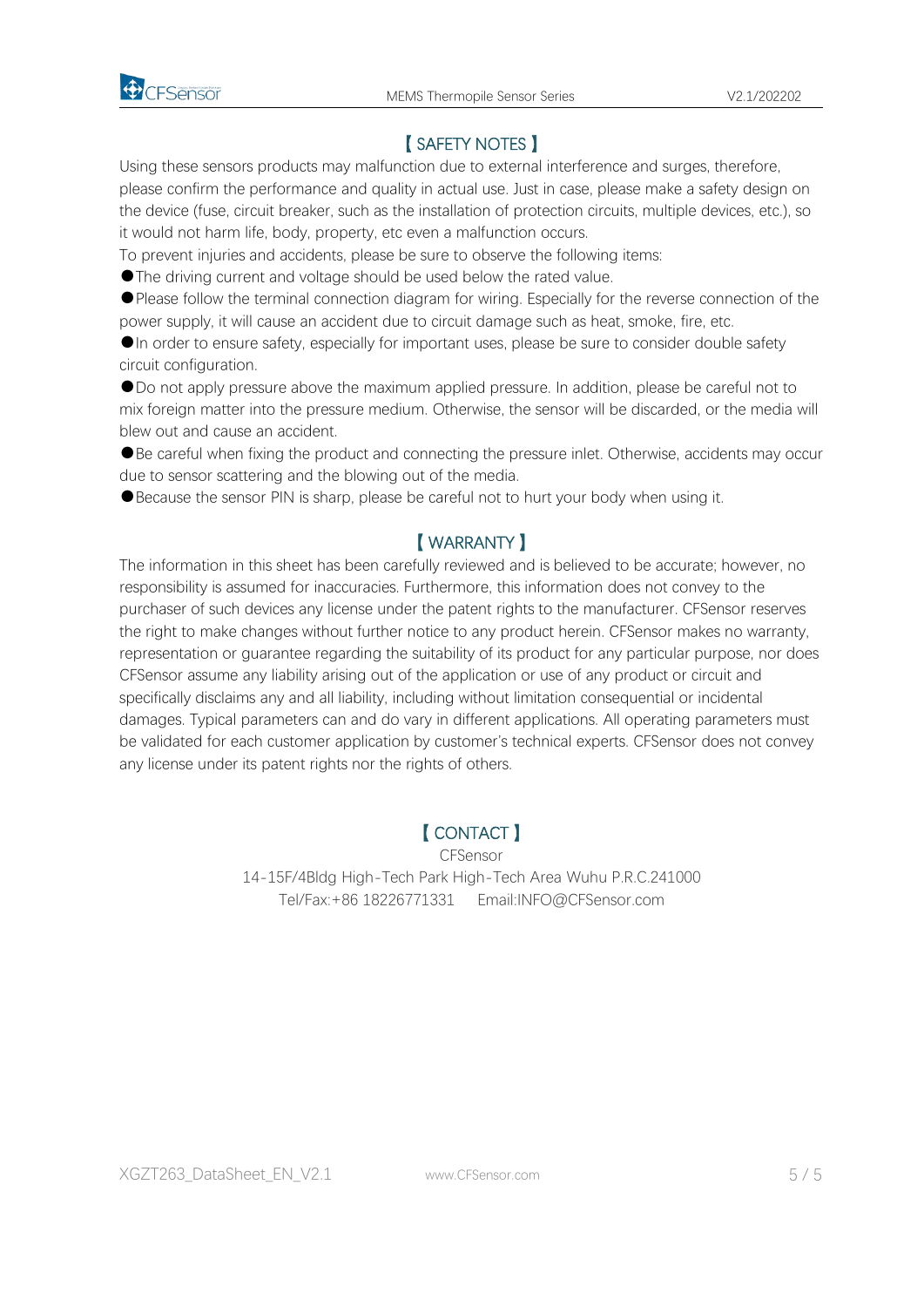## 【SAFETY NOTES】

Using these sensors products may malfunction due to external interference and surges, therefore, please confirm the performance and quality in actual use. Just in case, please make a safety design on the device (fuse, circuit breaker, such as the installation of protection circuits, multiple devices, etc.), so it would not harm life, body, property, etc even a malfunction occurs.

To prevent injuries and accidents, please be sure to observe the following items:

- The driving current and voltage should be used below the rated value.
- Please follow the terminal connection diagram for wiring. Especially for the reverse connection of the power supply, it will cause an accident due to circuit damage such as heat, smoke, fire, etc.
- In order to ensure safety, especially for important uses, please be sure to consider double safety circuit configuration.
- Do not apply pressure above the maximum applied pressure. In addition, please be careful not to mix foreign matter into the pressure medium. Otherwise, the sensor will be discarded, or the media will blew out and cause an accident.
- Be careful when fixing the product and connecting the pressure inlet. Otherwise, accidents may occur due to sensor scattering and the blowing out of the media.
- Because the sensor PIN is sharp, please be careful not to hurt your body when using it.

## 【WARRANTY】

The information in this sheet has been carefully reviewed and is believed to be accurate; however, no responsibility is assumed for inaccuracies. Furthermore, this information does not convey to the purchaser of such devices any license under the patent rights to the manufacturer. CFSensor reserves the right to make changes without further notice to any product herein. CFSensor makes no warranty, representation or guarantee regarding the suitability of its product for any particular purpose, nor does CFSensor assume any liability arising out of the application or use of any product or circuit and specifically disclaims any and all liability, including without limitation consequential or incidental damages. Typical parameters can and do vary in different applications. All operating parameters must be validated for each customer application by customer's technical experts. CFSensor does not convey any license under its patent rights nor the rights of others.

## 【CONTACT】

CFSensor

14-15F/4Bldg High-Tech Park High-Tech Area Wuhu P.R.C.241000

Tel/Fax:+86 18226771331 Email:INFO@CFSensor.com